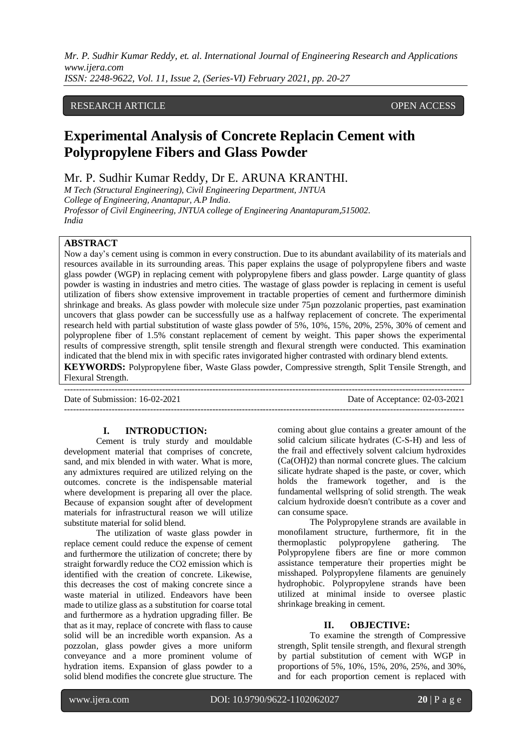RESEARCH ARTICLE OPEN ACCESS

# Experimental Analysis of Concrete Replacin Cement with Polypropylene Fibers and Glass Powder

Mr. P. Sudhir Kumar Reddy, Dr E. ARUNA KRANTHI.

*M Tech (Structural Engineering), Civil Engineering Department, JNTUA College of Engineering, Anantapur, A.P India.*
*Professor of Civil Engineering, JNTUA college of Engineering Anantapuram,515002. India*

## ABSTRACT

Now a day's cement using is common in every construction. Due to its abundant availability of its materials and resources available in its surrounding areas. This paper explains the usage of polypropylene fibers and waste glass powder (WGP) in replacing cement with polypropylene fibers and glass powder. Large quantity of glass powder is wasting in industries and metro cities. The wastage of glass powder is replacing in cement is useful utilization of fibers show extensive improvement in tractable properties of cement and furthermore diminish shrinkage and breaks. As glass powder with molecule size under 75μn pozzolanic properties, past examination uncovers that glass powder can be successfully use as a halfway replacement of concrete. The experimental research held with partial substitution of waste glass powder of 5%, 10%, 15%, 20%, 25%, 30% of cement and polyproplene fiber of 1.5% constant replacement of cement by weight. This paper shows the experimental results of compressive strength, split tensile strength and flexural strength were conducted. This examination indicated that the blend mix in with specific rates invigorated higher contrasted with ordinary blend extents.

**KEYWORDS:** Polypropylene fiber, Waste Glass powder, Compressive strength, Split Tensile Strength, and Flexural Strength.

Date of Submission: 16-02-2021 Date of Acceptance: 02-03-2021

## I. INTRODUCTION:

Cement is truly sturdy and mouldable development material that comprises of concrete, sand, and mix blended in with water. What is more, any admixtures required are utilized relying on the outcomes. concrete is the indispensable material where development is preparing all over the place. Because of expansion sought after of development materials for infrastructural reason we will utilize substitute material for solid blend.

The utilization of waste glass powder in replace cement could reduce the expense of cement and furthermore the utilization of concrete; there by straight forwardly reduce the CO2 emission which is identified with the creation of concrete. Likewise, this decreases the cost of making concrete since a waste material in utilized. Endeavors have been made to utilize glass as a substitution for coarse total and furthermore as a hydration upgrading filler. Be that as it may, replace of concrete with flass to cause solid will be an incredible worth expansion. As a pozzolan, glass powder gives a more uniform conveyance and a more prominent volume of hydration items. Expansion of glass powder to a solid blend modifies the concrete glue structure. The coming about glue contains a greater amount of the solid calcium silicate hydrates (C-S-H) and less of the frail and effectively solvent calcium hydroxides ($Ca(OH)_2$) than normal concrete glues. The calcium silicate hydrate shaped is the paste, or cover, which holds the framework together, and is the fundamental wellspring of solid strength. The weak calcium hydroxide doesn't contribute as a cover and can consume space.

The Polypropylene strands are available in monofilament structure, furthermore, fit in the thermoplastic polypropylene gathering. The Polypropylene fibers are fine or more common assistance temperature their properties might be misshaped. Polypropylene filaments are genuinely hydrophobic. Polypropylene strands have been utilized at minimal inside to oversee plastic shrinkage breaking in cement.

## II. OBJECTIVE:

To examine the strength of Compressive strength, Split tensile strength, and flexural strength by partial substitution of cement with WGP in proportions of 5%, 10%, 15%, 20%, 25%, and 30%, and for each proportion cement is replaced with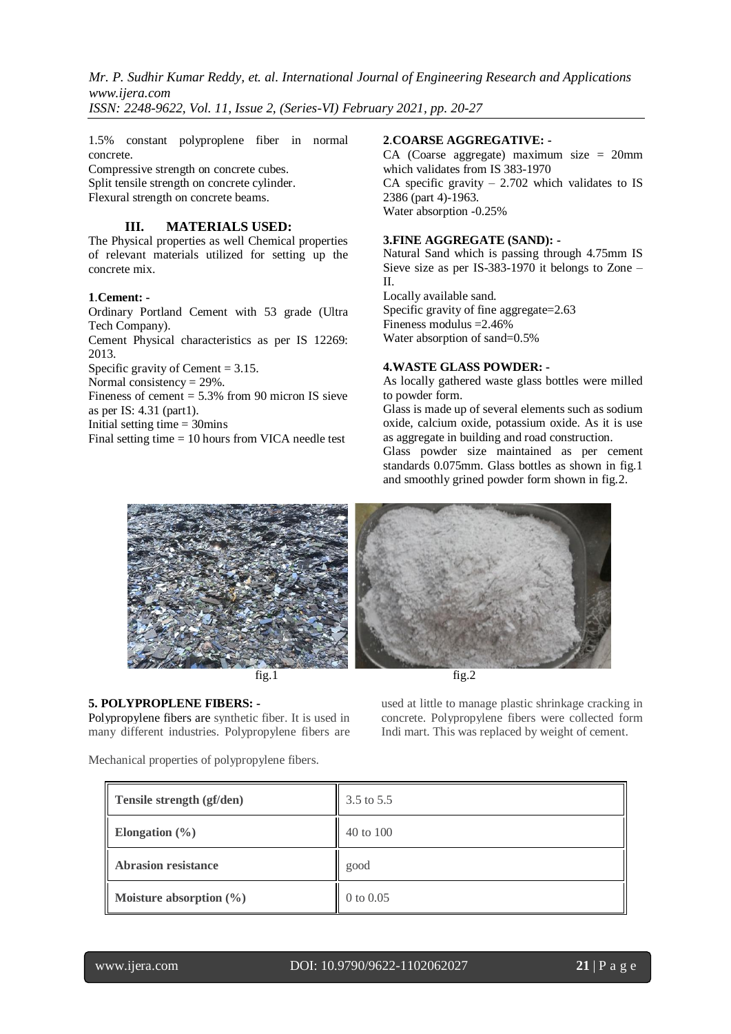1.5% constant polyproplene fiber in normal concrete.

Compressive strength on concrete cubes.

Split tensile strength on concrete cylinder.

Flexural strength on concrete beams.

## III. MATERIALS USED:

The Physical properties as well Chemical properties of relevant materials utilized for setting up the concrete mix.

### 1.Cement: -

Ordinary Portland Cement with 53 grade (Ultra Tech Company).

Cement Physical characteristics as per IS 12269: 2013.

Specific gravity of Cement = 3.15.

Normal consistency = 29%.

Fineness of cement = 5.3% from 90 micron IS sieve as per IS: 4.31 (part1).

Initial setting time = 30mins

Final setting time = 10 hours from VICA needle test

### 2.COARSE AGGREGATIVE: -

CA (Coarse aggregate) maximum size = 20mm which validates from IS 383-1970

CA specific gravity – 2.702 which validates to IS 2386 (part 4)-1963.

Water absorption -0.25%

### 3.FINE AGGREGATE (SAND): -

Natural Sand which is passing through 4.75mm IS Sieve size as per IS-383-1970 it belongs to Zone – II.

Locally available sand.

Specific gravity of fine aggregate=2.63

Fineness modulus =2.46%

Water absorption of sand=0.5%

### 4.WASTE GLASS POWDER: -

As locally gathered waste glass bottles were milled to powder form.

Glass is made up of several elements such as sodium oxide, calcium oxide, potassium oxide. As it is use as aggregate in building and road construction.

Glass powder size maintained as per cement standards 0.075mm. Glass bottles as shown in fig.1 and smoothly grined powder form shown in fig.2.

fig.1

fig.2

### 5. POLYPROPLENE FIBERS: -

Polypropylene fibers are synthetic fiber. It is used in many different industries. Polypropylene fibers are used at little to manage plastic shrinkage cracking in concrete. Polypropylene fibers were collected form Indi mart. This was replaced by weight of cement.

Mechanical properties of polypropylene fibers.

| **Tensile strength (gf/den)** | 3.5 to 5.5 |
|---|---|
| **Elongation (%)** | 40 to 100 |
| **Abrasion resistance** | good |
| **Moisture absorption (%)** | 0 to 0.05 |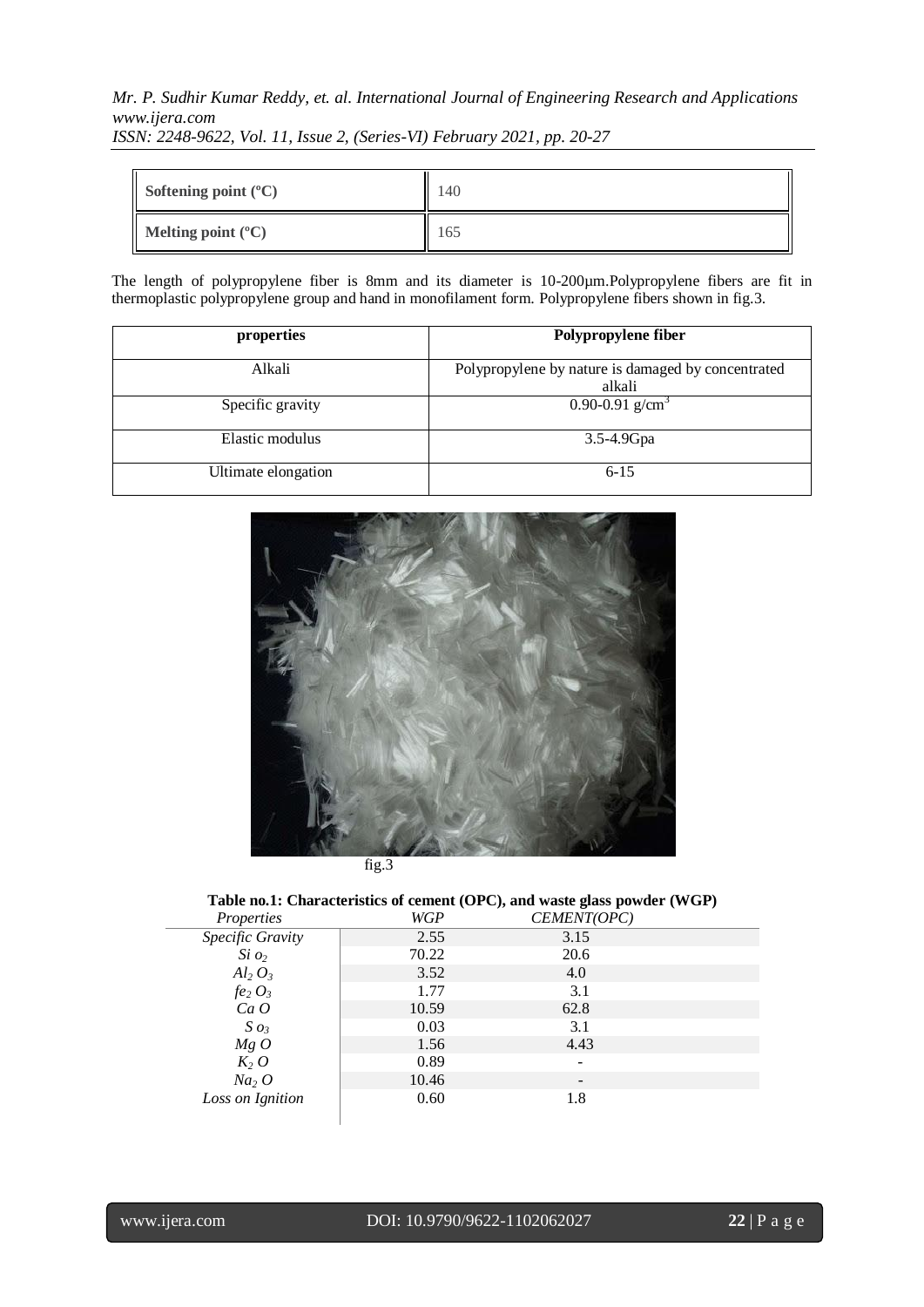| Softening point (°C) | 140 |
|---|---|
| Melting point (°C) | 165 |

The length of polypropylene fiber is 8mm and its diameter is 10-200µm.Polypropylene fibers are fit in thermoplastic polypropylene group and hand in monofilament form. Polypropylene fibers shown in fig.3.

| properties | Polypropylene fiber |
|---|---|
| Alkali | Polypropylene by nature is damaged by concentrated alkali |
| Specific gravity | 0.90-0.91 g/cm$^3$ |
| Elastic modulus | 3.5-4.9Gpa |
| Ultimate elongation | 6-15 |

fig.3

**Table no.1: Characteristics of cement (OPC), and waste glass powder (WGP)**

| *Properties* | *WGP* | *CEMENT(OPC)* |
|---|---|---|
| *Specific Gravity* | 2.55 | 3.15 |
| $SiO_2$ | 70.22 | 20.6 |
| $Al_2O_3$ | 3.52 | 4.0 |
| $fe_2O_3$ | 1.77 | 3.1 |
| $CaO$ | 10.59 | 62.8 |
| $SO_3$ | 0.03 | 3.1 |
| $MgO$ | 1.56 | 4.43 |
| $K_2O$ | 0.89 | - |
| $Na_2O$ | 10.46 | - |
| *Loss on Ignition* | 0.60 | 1.8 |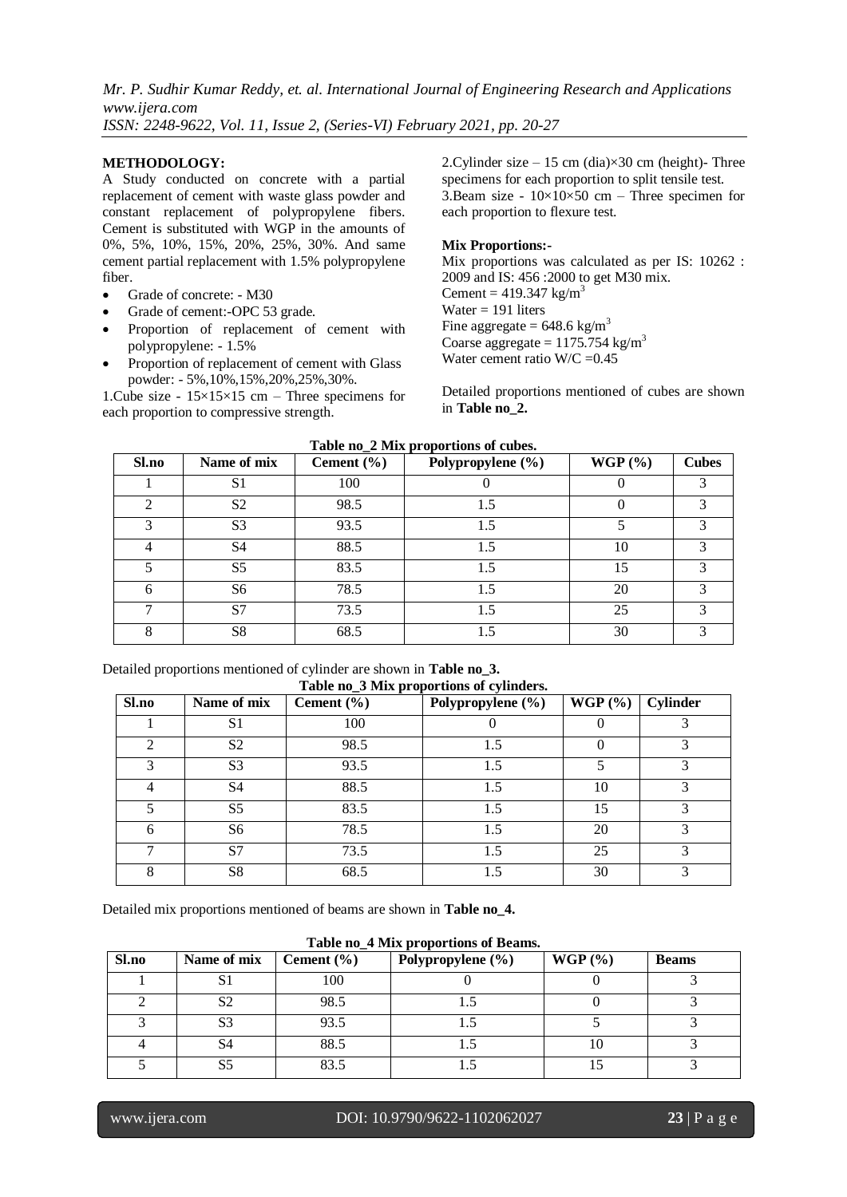**METHODOLOGY:**

A Study conducted on concrete with a partial replacement of cement with waste glass powder and constant replacement of polypropylene fibers. Cement is substituted with WGP in the amounts of 0%, 5%, 10%, 15%, 20%, 25%, 30%. And same cement partial replacement with 1.5% polypropylene fiber.

- Grade of concrete: - M30
- Grade of cement:-OPC 53 grade.
- Proportion of replacement of cement with polypropylene: - 1.5%
- Proportion of replacement of cement with Glass powder: - 5%,10%,15%,20%,25%,30%.

1.Cube size - 15×15×15 cm – Three specimens for each proportion to compressive strength.

2.Cylinder size – 15 cm (dia)×30 cm (height)- Three specimens for each proportion to split tensile test.

3.Beam size - 10×10×50 cm – Three specimen for each proportion to flexure test.

**Mix Proportions:-**

Mix proportions was calculated as per IS: 10262 : 2009 and IS: 456 :2000 to get M30 mix.
Cement = 419.347 kg/m$^3$
Water = 191 liters
Fine aggregate = 648.6 kg/m$^3$
Coarse aggregate = 1175.754 kg/m$^3$
Water cement ratio W/C =0.45

Detailed proportions mentioned of cubes are shown in **Table no_2.**

**Table no_2 Mix proportions of cubes.**

| Sl.no | Name of mix | Cement (%) | Polypropylene (%) | WGP (%) | Cubes |
|---|---|---|---|---|---|
| 1 | S1 | 100 | 0 | 0 | 3 |
| 2 | S2 | 98.5 | 1.5 | 0 | 3 |
| 3 | S3 | 93.5 | 1.5 | 5 | 3 |
| 4 | S4 | 88.5 | 1.5 | 10 | 3 |
| 5 | S5 | 83.5 | 1.5 | 15 | 3 |
| 6 | S6 | 78.5 | 1.5 | 20 | 3 |
| 7 | S7 | 73.5 | 1.5 | 25 | 3 |
| 8 | S8 | 68.5 | 1.5 | 30 | 3 |

Detailed proportions mentioned of cylinder are shown in **Table no_3.**

**Table no_3 Mix proportions of cylinders.**

| Sl.no | Name of mix | Cement (%) | Polypropylene (%) | WGP (%) | Cylinder |
|---|---|---|---|---|---|
| 1 | S1 | 100 | 0 | 0 | 3 |
| 2 | S2 | 98.5 | 1.5 | 0 | 3 |
| 3 | S3 | 93.5 | 1.5 | 5 | 3 |
| 4 | S4 | 88.5 | 1.5 | 10 | 3 |
| 5 | S5 | 83.5 | 1.5 | 15 | 3 |
| 6 | S6 | 78.5 | 1.5 | 20 | 3 |
| 7 | S7 | 73.5 | 1.5 | 25 | 3 |
| 8 | S8 | 68.5 | 1.5 | 30 | 3 |

Detailed mix proportions mentioned of beams are shown in **Table no_4.**

**Table no_4 Mix proportions of Beams.**

| Sl.no | Name of mix | Cement (%) | Polypropylene (%) | WGP (%) | Beams |
|---|---|---|---|---|---|
| 1 | S1 | 100 | 0 | 0 | 3 |
| 2 | S2 | 98.5 | 1.5 | 0 | 3 |
| 3 | S3 | 93.5 | 1.5 | 5 | 3 |
| 4 | S4 | 88.5 | 1.5 | 10 | 3 |
| 5 | S5 | 83.5 | 1.5 | 15 | 3 |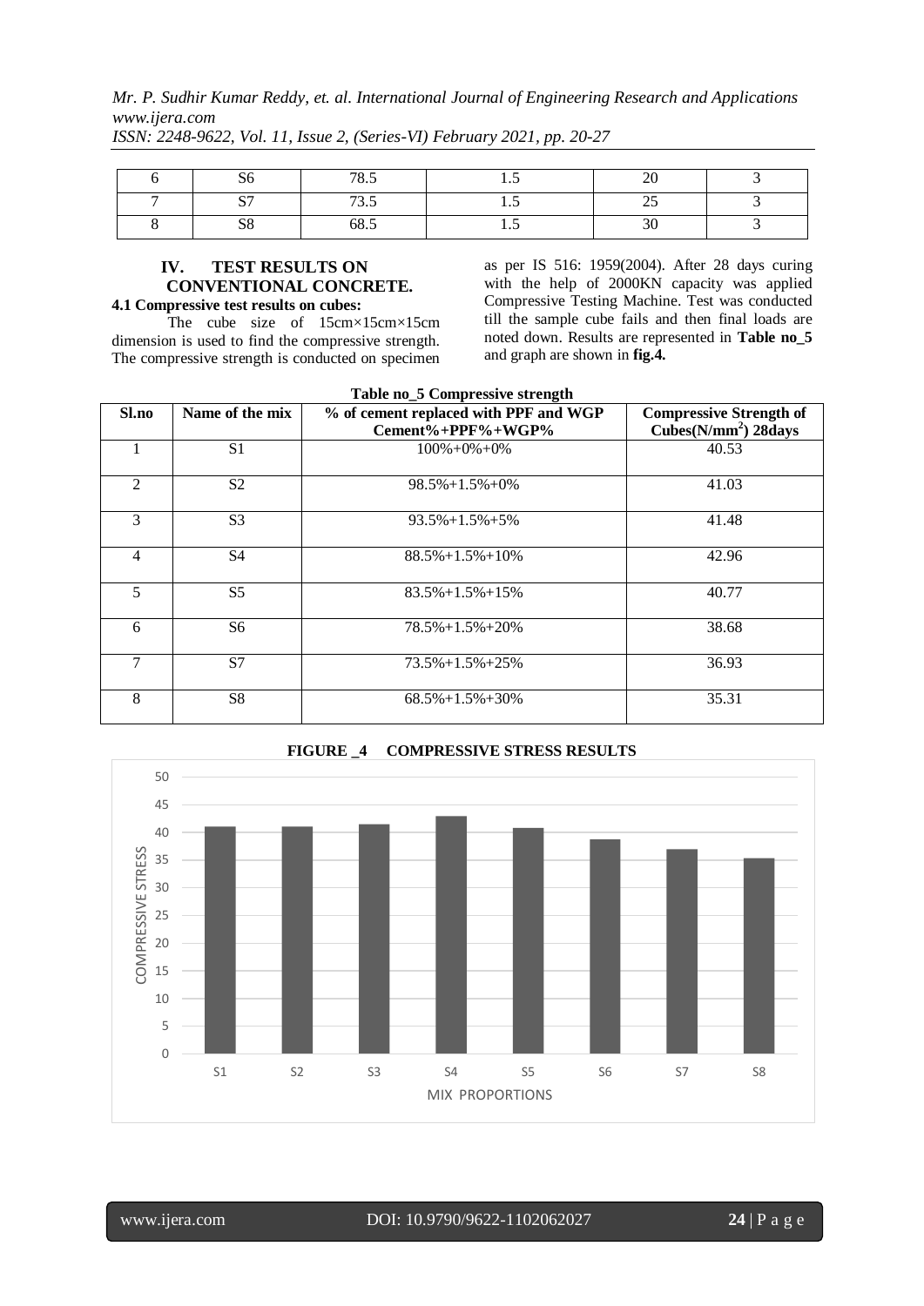| 6 | S6 | 78.5 | 1.5 | 20 | 3 |
|---|---|---|---|---|---|
| 7 | S7 | 73.5 | 1.5 | 25 | 3 |
| 8 | S8 | 68.5 | 1.5 | 30 | 3 |

## IV. TEST RESULTS ON CONVENTIONAL CONCRETE.

### 4.1 Compressive test results on cubes:

The cube size of 15cm×15cm×15cm dimension is used to find the compressive strength. The compressive strength is conducted on specimen as per IS 516: 1959(2004). After 28 days curing with the help of 2000KN capacity was applied Compressive Testing Machine. Test was conducted till the sample cube fails and then final loads are noted down. Results are represented in **Table no_5** and graph are shown in **fig.4.**

**Table no_5 Compressive strength**

| Sl.no | Name of the mix | % of cement replaced with PPF and WGP Cement%+PPF%+WGP% | Compressive Strength of Cubes(N/mm$^2$) 28days |
|---|---|---|---|
| 1 | S1 | 100%+0%+0% | 40.53 |
| 2 | S2 | 98.5%+1.5%+0% | 41.03 |
| 3 | S3 | 93.5%+1.5%+5% | 41.48 |
| 4 | S4 | 88.5%+1.5%+10% | 42.96 |
| 5 | S5 | 83.5%+1.5%+15% | 40.77 |
| 6 | S6 | 78.5%+1.5%+20% | 38.68 |
| 7 | S7 | 73.5%+1.5%+25% | 36.93 |
| 8 | S8 | 68.5%+1.5%+30% | 35.31 |

**FIGURE _4 COMPRESSIVE STRESS RESULTS**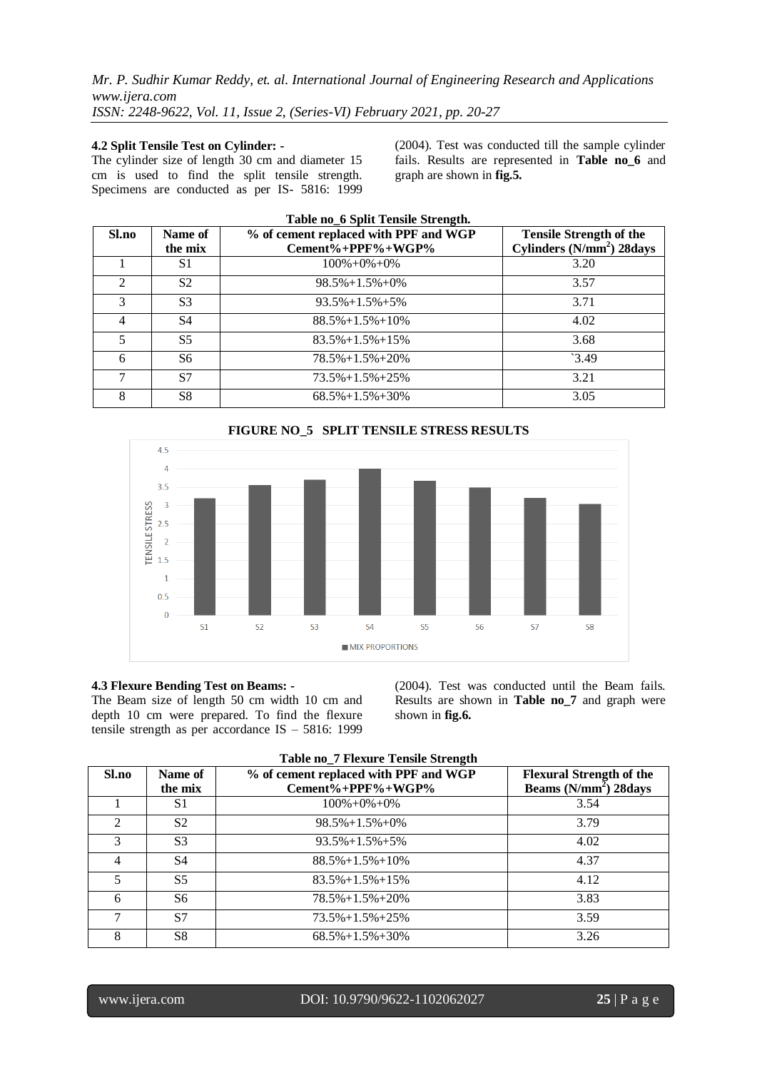### 4.2 Split Tensile Test on Cylinder: -

The cylinder size of length 30 cm and diameter 15 cm is used to find the split tensile strength. Specimens are conducted as per IS- 5816: 1999 (2004). Test was conducted till the sample cylinder fails. Results are represented in **Table no_6** and graph are shown in **fig.5.**

**Table no_6 Split Tensile Strength.**

| Sl.no | Name of the mix | % of cement replaced with PPF and WGP Cement%+PPF%+WGP% | Tensile Strength of the Cylinders (N/mm$^2$) 28days |
|---|---|---|---|
| 1 | S1 | 100%+0%+0% | 3.20 |
| 2 | S2 | 98.5%+1.5%+0% | 3.57 |
| 3 | S3 | 93.5%+1.5%+5% | 3.71 |
| 4 | S4 | 88.5%+1.5%+10% | 4.02 |
| 5 | S5 | 83.5%+1.5%+15% | 3.68 |
| 6 | S6 | 78.5%+1.5%+20% | `3.49 |
| 7 | S7 | 73.5%+1.5%+25% | 3.21 |
| 8 | S8 | 68.5%+1.5%+30% | 3.05 |

**FIGURE NO_5 SPLIT TENSILE STRESS RESULTS**

### 4.3 Flexure Bending Test on Beams: -

The Beam size of length 50 cm width 10 cm and depth 10 cm were prepared. To find the flexure tensile strength as per accordance IS – 5816: 1999 (2004). Test was conducted until the Beam fails. Results are shown in **Table no_7** and graph were shown in **fig.6.**

**Table no_7 Flexure Tensile Strength**

| Sl.no | Name of the mix | % of cement replaced with PPF and WGP Cement%+PPF%+WGP% | Flexural Strength of the Beams (N/mm$^2$) 28days |
|---|---|---|---|
| 1 | S1 | 100%+0%+0% | 3.54 |
| 2 | S2 | 98.5%+1.5%+0% | 3.79 |
| 3 | S3 | 93.5%+1.5%+5% | 4.02 |
| 4 | S4 | 88.5%+1.5%+10% | 4.37 |
| 5 | S5 | 83.5%+1.5%+15% | 4.12 |
| 6 | S6 | 78.5%+1.5%+20% | 3.83 |
| 7 | S7 | 73.5%+1.5%+25% | 3.59 |
| 8 | S8 | 68.5%+1.5%+30% | 3.26 |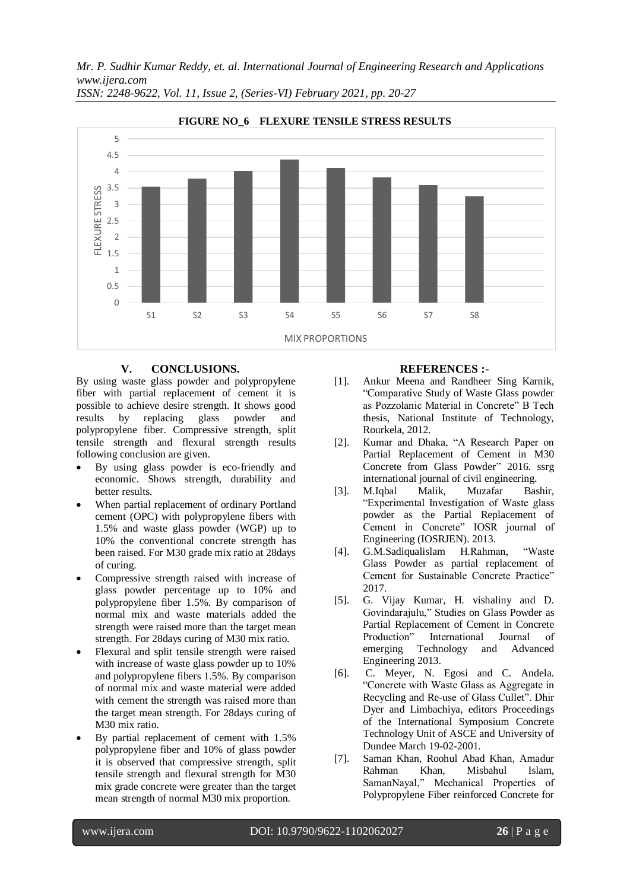**FIGURE NO_6 FLEXURE TENSILE STRESS RESULTS**

## V. CONCLUSIONS.

By using waste glass powder and polypropylene fiber with partial replacement of cement it is possible to achieve desire strength. It shows good results by replacing glass powder and polypropylene fiber. Compressive strength, split tensile strength and flexural strength results following conclusion are given.

- By using glass powder is eco-friendly and economic. Shows strength, durability and better results.
- When partial replacement of ordinary Portland cement (OPC) with polypropylene fibers with 1.5% and waste glass powder (WGP) up to 10% the conventional concrete strength has been raised. For M30 grade mix ratio at 28days of curing.
- Compressive strength raised with increase of glass powder percentage up to 10% and polypropylene fiber 1.5%. By comparison of normal mix and waste materials added the strength were raised more than the target mean strength. For 28days curing of M30 mix ratio.
- Flexural and split tensile strength were raised with increase of waste glass powder up to 10% and polypropylene fibers 1.5%. By comparison of normal mix and waste material were added with cement the strength was raised more than the target mean strength. For 28days curing of M30 mix ratio.
- By partial replacement of cement with 1.5% polypropylene fiber and 10% of glass powder it is observed that compressive strength, split tensile strength and flexural strength for M30 mix grade concrete were greater than the target mean strength of normal M30 mix proportion.

## REFERENCES :-

[1]. Ankur Meena and Randheer Sing Karnik, "Comparative Study of Waste Glass powder as Pozzolanic Material in Concrete" B Tech thesis, National Institute of Technology, Rourkela, 2012.

[2]. Kumar and Dhaka, "A Research Paper on Partial Replacement of Cement in M30 Concrete from Glass Powder" 2016. ssrg international journal of civil engineering.

[3]. M.Iqbal Malik, Muzafar Bashir, "Experimental Investigation of Waste glass powder as the Partial Replacement of Cement in Concrete" IOSR journal of Engineering (IOSRJEN). 2013.

[4]. G.M.SadiqualIslam H.Rahman, "Waste Glass Powder as partial replacement of Cement for Sustainable Concrete Practice" 2017.

[5]. G. Vijay Kumar, H. vishaliny and D. Govindarajulu," Studies on Glass Powder as Partial Replacement of Cement in Concrete Production" International Journal of emerging Technology and Advanced Engineering 2013.

[6]. C. Meyer, N. Egosi and C. Andela. "Concrete with Waste Glass as Aggregate in Recycling and Re-use of Glass Cullet". Dhir Dyer and Limbachiya, editors Proceedings of the International Symposium Concrete Technology Unit of ASCE and University of Dundee March 19-02-2001.

[7]. Saman Khan, Roohul Abad Khan, Amadur Rahman Khan, Misbahul Islam, SamanNayal," Mechanical Properties of Polypropylene Fiber reinforced Concrete for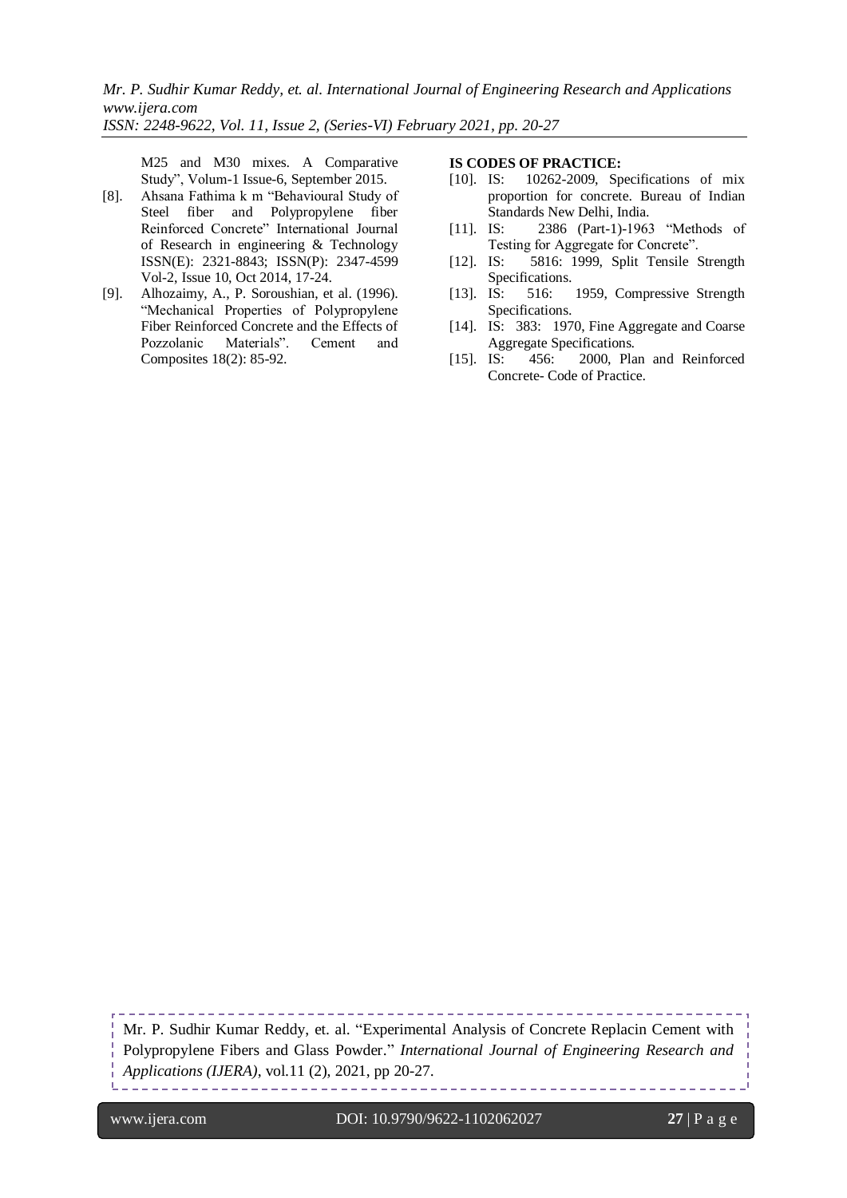M25 and M30 mixes. A Comparative Study", Volum-1 Issue-6, September 2015.

[8]. Ahsana Fathima k m "Behavioural Study of Steel fiber and Polypropylene fiber Reinforced Concrete" International Journal of Research in engineering & Technology ISSN(E): 2321-8843; ISSN(P): 2347-4599 Vol-2, Issue 10, Oct 2014, 17-24.

[9]. Alhozaimy, A., P. Soroushian, et al. (1996). "Mechanical Properties of Polypropylene Fiber Reinforced Concrete and the Effects of Pozzolanic Materials". Cement and Composites 18(2): 85-92.

**IS CODES OF PRACTICE:**

[10]. IS: 10262-2009, Specifications of mix proportion for concrete. Bureau of Indian Standards New Delhi, India.

[11]. IS: 2386 (Part-1)-1963 "Methods of Testing for Aggregate for Concrete".

[12]. IS: 5816: 1999, Split Tensile Strength Specifications.

[13]. IS: 516: 1959, Compressive Strength Specifications.

[14]. IS: 383: 1970, Fine Aggregate and Coarse Aggregate Specifications.

[15]. IS: 456: 2000, Plan and Reinforced Concrete- Code of Practice.

Mr. P. Sudhir Kumar Reddy, et. al. "Experimental Analysis of Concrete Replacin Cement with Polypropylene Fibers and Glass Powder." *International Journal of Engineering Research and Applications (IJERA)*, vol.11 (2), 2021, pp 20-27.